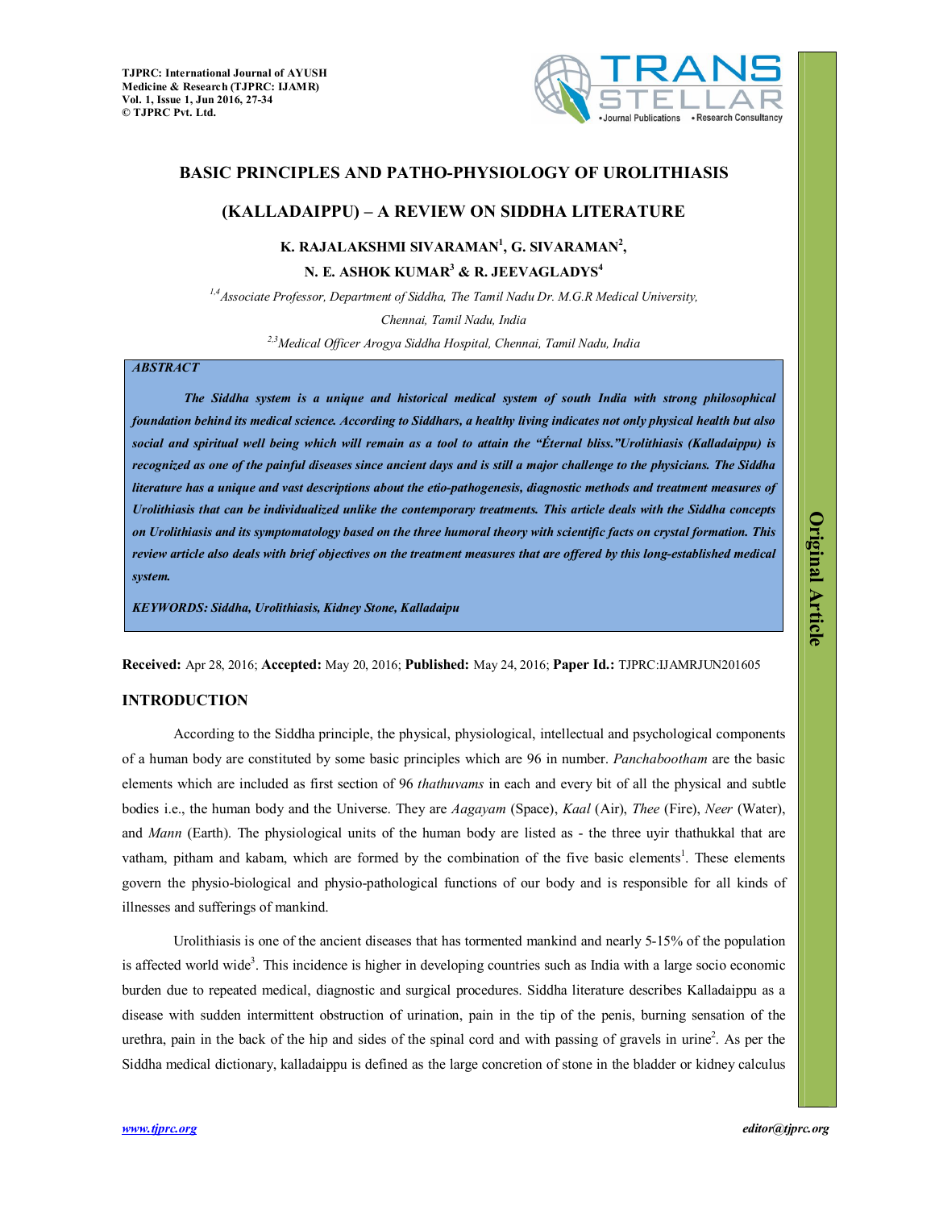# BASIC PRINCIPLES AND PATHO-PHYSIOLOGY OF UROLITHIASIS (KALLADAIPPU) – A REVIEW ON SIDDHA LITERATURE

**K. RAJALAKSHMI SIVARAMAN[1], G. SIVARAMAN[2], N. E. ASHOK KUMAR[3] & R. JEEVAGLADYS[4]**

*[1,4]Associate Professor, Department of Siddha, The Tamil Nadu Dr. M.G.R Medical University, Chennai, Tamil Nadu, India*

*[2,3]Medical Officer Arogya Siddha Hospital, Chennai, Tamil Nadu, India*

***ABSTRACT***

***The Siddha system is a unique and historical medical system of south India with strong philosophical foundation behind its medical science. According to Siddhars, a healthy living indicates not only physical health but also social and spiritual well being which will remain as a tool to attain the "Éternal bliss."Urolithiasis (Kalladaippu) is recognized as one of the painful diseases since ancient days and is still a major challenge to the physicians. The Siddha literature has a unique and vast descriptions about the etio-pathogenesis, diagnostic methods and treatment measures of Urolithiasis that can be individualized unlike the contemporary treatments. This article deals with the Siddha concepts on Urolithiasis and its symptomatology based on the three humoral theory with scientific facts on crystal formation. This review article also deals with brief objectives on the treatment measures that are offered by this long-established medical system.***

***KEYWORDS: Siddha, Urolithiasis, Kidney Stone, Kalladaipu***

**Received:** Apr 28, 2016; **Accepted:** May 20, 2016; **Published:** May 24, 2016; **Paper Id.:** TJPRC:IJAMRJUN201605

**Original Article**

## INTRODUCTION

According to the Siddha principle, the physical, physiological, intellectual and psychological components of a human body are constituted by some basic principles which are 96 in number. *Panchabootham* are the basic elements which are included as first section of 96 *thathuvams* in each and every bit of all the physical and subtle bodies i.e., the human body and the Universe. They are *Aagayam* (Space), *Kaal* (Air), *Thee* (Fire), *Neer* (Water), and *Mann* (Earth). The physiological units of the human body are listed as - the three uyir thathukkal that are vatham, pitham and kabam, which are formed by the combination of the five basic elements[1]. These elements govern the physio-biological and physio-pathological functions of our body and is responsible for all kinds of illnesses and sufferings of mankind.

Urolithiasis is one of the ancient diseases that has tormented mankind and nearly 5-15% of the population is affected world wide[3]. This incidence is higher in developing countries such as India with a large socio economic burden due to repeated medical, diagnostic and surgical procedures. Siddha literature describes Kalladaippu as a disease with sudden intermittent obstruction of urination, pain in the tip of the penis, burning sensation of the urethra, pain in the back of the hip and sides of the spinal cord and with passing of gravels in urine[2]. As per the Siddha medical dictionary, kalladaippu is defined as the large concretion of stone in the bladder or kidney calculus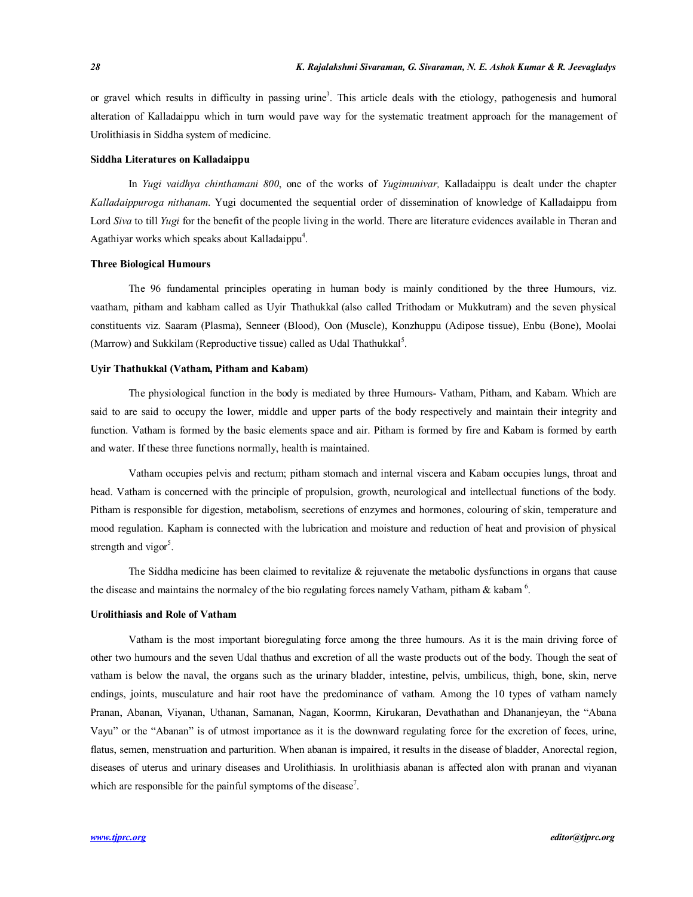or gravel which results in difficulty in passing urine[3]. This article deals with the etiology, pathogenesis and humoral alteration of Kalladaippu which in turn would pave way for the systematic treatment approach for the management of Urolithiasis in Siddha system of medicine.

**Siddha Literatures on Kalladaippu**

In *Yugi vaidhya chinthamani 800*, one of the works of *Yugimunivar,* Kalladaippu is dealt under the chapter *Kalladaippuroga nithanam*. Yugi documented the sequential order of dissemination of knowledge of Kalladaippu from Lord *Siva* to till *Yugi* for the benefit of the people living in the world. There are literature evidences available in Theran and Agathiyar works which speaks about Kalladaippu[4].

**Three Biological Humours**

The 96 fundamental principles operating in human body is mainly conditioned by the three Humours, viz. vaatham, pitham and kabham called as Uyir Thathukkal (also called Trithodam or Mukkutram) and the seven physical constituents viz. Saaram (Plasma), Senneer (Blood), Oon (Muscle), Konzhuppu (Adipose tissue), Enbu (Bone), Moolai (Marrow) and Sukkilam (Reproductive tissue) called as Udal Thathukkal[5].

**Uyir Thathukkal (Vatham, Pitham and Kabam)**

The physiological function in the body is mediated by three Humours- Vatham, Pitham, and Kabam. Which are said to are said to occupy the lower, middle and upper parts of the body respectively and maintain their integrity and function. Vatham is formed by the basic elements space and air. Pitham is formed by fire and Kabam is formed by earth and water. If these three functions normally, health is maintained.

Vatham occupies pelvis and rectum; pitham stomach and internal viscera and Kabam occupies lungs, throat and head. Vatham is concerned with the principle of propulsion, growth, neurological and intellectual functions of the body. Pitham is responsible for digestion, metabolism, secretions of enzymes and hormones, colouring of skin, temperature and mood regulation. Kapham is connected with the lubrication and moisture and reduction of heat and provision of physical strength and vigor[5].

The Siddha medicine has been claimed to revitalize & rejuvenate the metabolic dysfunctions in organs that cause the disease and maintains the normalcy of the bio regulating forces namely Vatham, pitham & kabam [6].

**Urolithiasis and Role of Vatham**

Vatham is the most important bioregulating force among the three humours. As it is the main driving force of other two humours and the seven Udal thathus and excretion of all the waste products out of the body. Though the seat of vatham is below the naval, the organs such as the urinary bladder, intestine, pelvis, umbilicus, thigh, bone, skin, nerve endings, joints, musculature and hair root have the predominance of vatham. Among the 10 types of vatham namely Pranan, Abanan, Viyanan, Uthanan, Samanan, Nagan, Koormn, Kirukaran, Devathathan and Dhananjeyan, the "Abana Vayu" or the "Abanan" is of utmost importance as it is the downward regulating force for the excretion of feces, urine, flatus, semen, menstruation and parturition. When abanan is impaired, it results in the disease of bladder, Anorectal region, diseases of uterus and urinary diseases and Urolithiasis. In urolithiasis abanan is affected alon with pranan and viyanan which are responsible for the painful symptoms of the disease[7].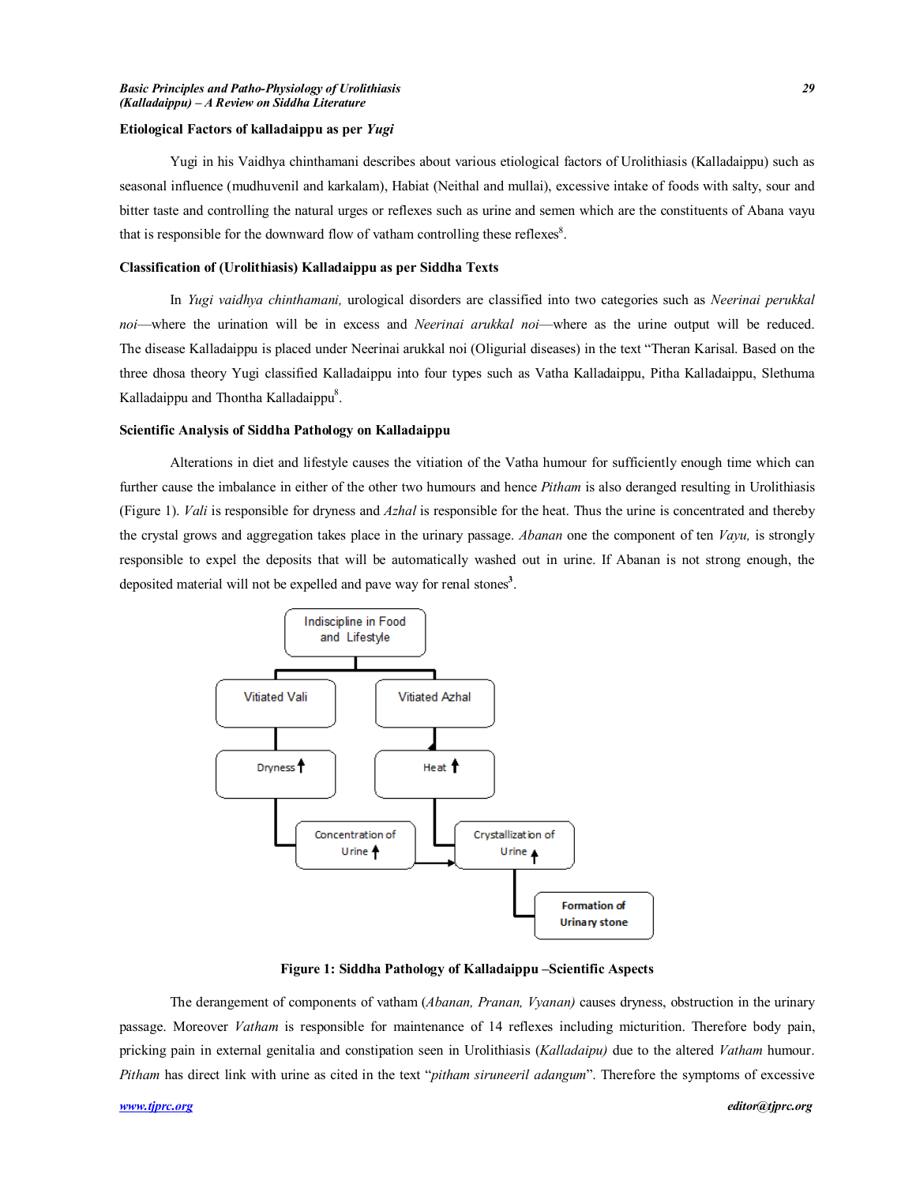**Etiological Factors of kalladaippu as per *Yugi***

Yugi in his Vaidhya chinthamani describes about various etiological factors of Urolithiasis (Kalladaippu) such as seasonal influence (mudhuvenil and karkalam), Habiat (Neithal and mullai), excessive intake of foods with salty, sour and bitter taste and controlling the natural urges or reflexes such as urine and semen which are the constituents of Abana vayu that is responsible for the downward flow of vatham controlling these reflexes[8].

**Classification of (Urolithiasis) Kalladaippu as per Siddha Texts**

In *Yugi vaidhya chinthamani,* urological disorders are classified into two categories such as *Neerinai perukkal noi*—where the urination will be in excess and *Neerinai arukkal noi*—where as the urine output will be reduced. The disease Kalladaippu is placed under Neerinai arukkal noi (Oligurial diseases) in the text "Theran Karisal. Based on the three dhosa theory Yugi classified Kalladaippu into four types such as Vatha Kalladaippu, Pitha Kalladaippu, Slethuma Kalladaippu and Thontha Kalladaippu[8].

**Scientific Analysis of Siddha Pathology on Kalladaippu**

Alterations in diet and lifestyle causes the vitiation of the Vatha humour for sufficiently enough time which can further cause the imbalance in either of the other two humours and hence *Pitham* is also deranged resulting in Urolithiasis (Figure 1). *Vali* is responsible for dryness and *Azhal* is responsible for the heat. Thus the urine is concentrated and thereby the crystal grows and aggregation takes place in the urinary passage. *Abanan* one the component of ten *Vayu,* is strongly responsible to expel the deposits that will be automatically washed out in urine. If Abanan is not strong enough, the deposited material will not be expelled and pave way for renal stones[3].

**Figure 1: Siddha Pathology of Kalladaippu –Scientific Aspects**

The derangement of components of vatham (*Abanan, Pranan, Vyanan)* causes dryness, obstruction in the urinary passage. Moreover *Vatham* is responsible for maintenance of 14 reflexes including micturition. Therefore body pain, pricking pain in external genitalia and constipation seen in Urolithiasis (*Kalladaipu)* due to the altered *Vatham* humour. *Pitham* has direct link with urine as cited in the text "*pitham siruneeril adangum*". Therefore the symptoms of excessive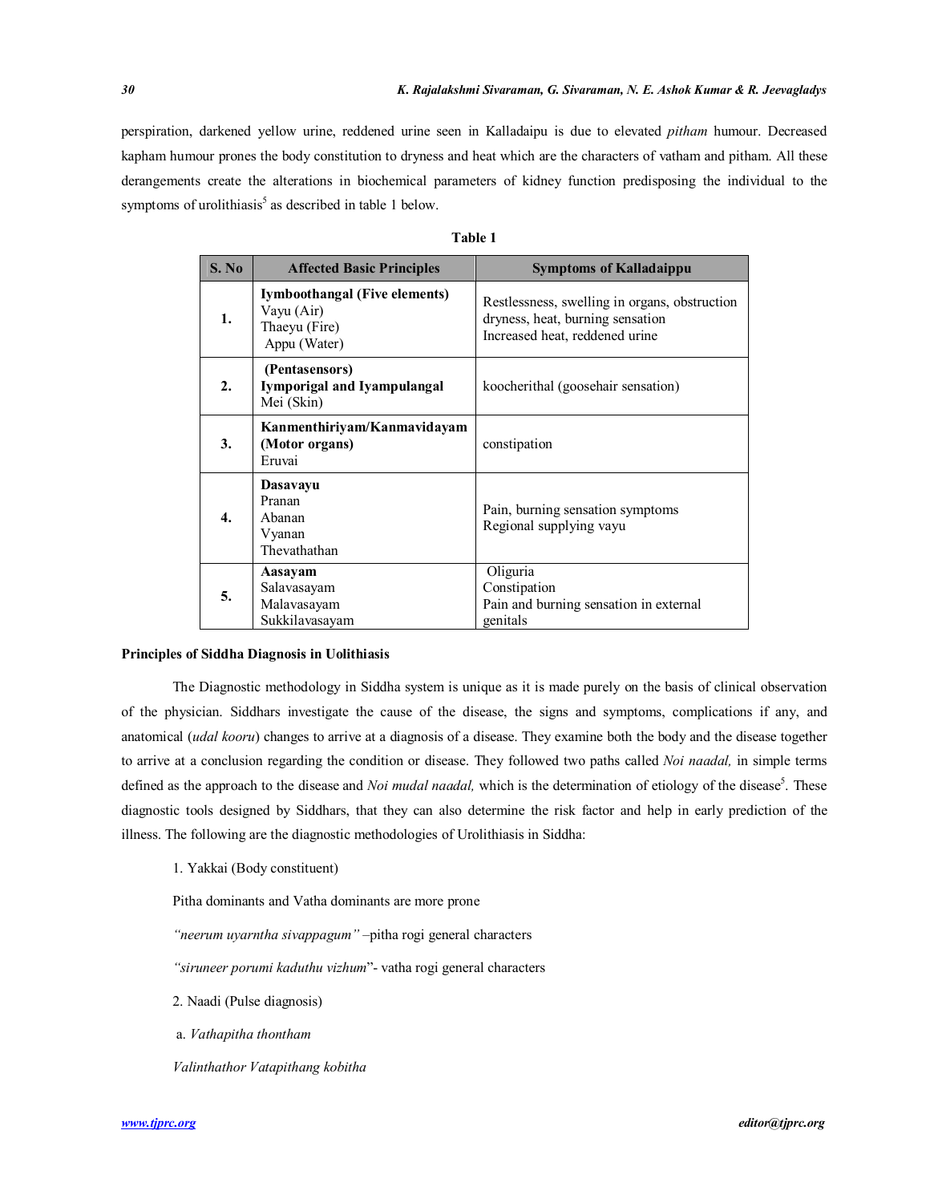perspiration, darkened yellow urine, reddened urine seen in Kalladaipu is due to elevated *pitham* humour. Decreased kapham humour prones the body constitution to dryness and heat which are the characters of vatham and pitham. All these derangements create the alterations in biochemical parameters of kidney function predisposing the individual to the symptoms of urolithiasis[5] as described in table 1 below.

**Table 1**

| S. No | Affected Basic Principles | Symptoms of Kalladaippu |
|---|---|---|
| **1.** | **Iymboothangal (Five elements)**<br>Vayu (Air)<br>Thaeyu (Fire)<br>Appu (Water) | Restlessness, swelling in organs, obstruction dryness, heat, burning sensation<br>Increased heat, reddened urine |
| **2.** | **(Pentasensors)**<br>**Iymporigal and Iyampulangal**<br>Mei (Skin) | koocherithal (goosehair sensation) |
| **3.** | **Kanmenthiriyam/Kanmavidayam (Motor organs)**<br>Eruvai | constipation |
| **4.** | **Dasavayu**<br>Pranan<br>Abanan<br>Vyanan<br>Thevathathan | Pain, burning sensation symptoms<br>Regional supplying vayu |
| **5.** | **Aasayam**<br>Salavasayam<br>Malavasayam<br>Sukkilavasayam | Oliguria<br>Constipation<br>Pain and burning sensation in external genitals |

**Principles of Siddha Diagnosis in Uolithiasis**

The Diagnostic methodology in Siddha system is unique as it is made purely on the basis of clinical observation of the physician. Siddhars investigate the cause of the disease, the signs and symptoms, complications if any, and anatomical (*udal kooru*) changes to arrive at a diagnosis of a disease. They examine both the body and the disease together to arrive at a conclusion regarding the condition or disease. They followed two paths called *Noi naadal,* in simple terms defined as the approach to the disease and *Noi mudal naadal,* which is the determination of etiology of the disease[5]. These diagnostic tools designed by Siddhars, that they can also determine the risk factor and help in early prediction of the illness. The following are the diagnostic methodologies of Urolithiasis in Siddha:

1. Yakkai (Body constituent)

Pitha dominants and Vatha dominants are more prone

*"neerum uyarntha sivappagum"* –pitha rogi general characters

*"siruneer porumi kaduthu vizhum*"- vatha rogi general characters

2. Naadi (Pulse diagnosis)

a. *Vathapitha thontham*

*Valinthathor Vatapithang kobitha*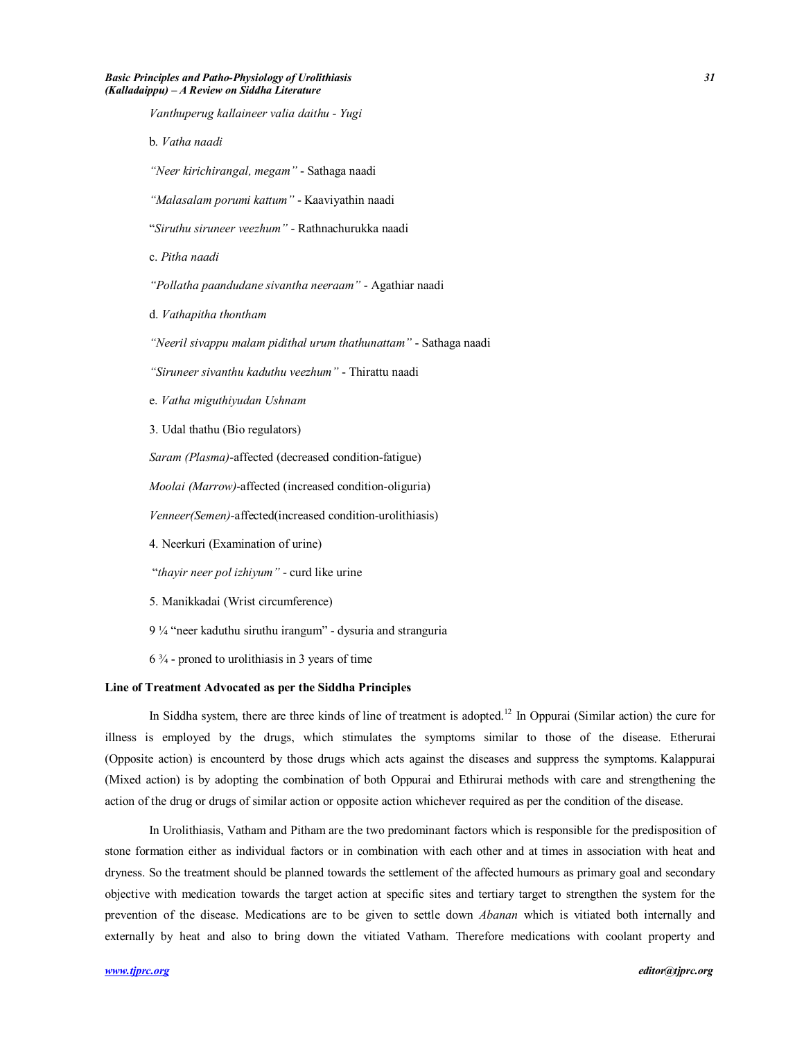*Vanthuperug kallaineer valia daithu - Yugi*

b. *Vatha naadi*

*"Neer kirichirangal, megam"* - Sathaga naadi

*"Malasalam porumi kattum"* - Kaaviyathin naadi

"*Siruthu siruneer veezhum"* - Rathnachurukka naadi

c. *Pitha naadi*

*"Pollatha paandudane sivantha neeraam"* - Agathiar naadi

d. *Vathapitha thontham*

*"Neeril sivappu malam pidithal urum thathunattam"* - Sathaga naadi

*"Siruneer sivanthu kaduthu veezhum"* - Thirattu naadi

e. *Vatha miguthiyudan Ushnam*

3. Udal thathu (Bio regulators)

*Saram (Plasma)*-affected (decreased condition-fatigue)

*Moolai (Marrow)*-affected (increased condition-oliguria)

*Venneer(Semen)*-affected(increased condition-urolithiasis)

4. Neerkuri (Examination of urine)

"*thayir neer pol izhiyum"* - curd like urine

5. Manikkadai (Wrist circumference)

9 ¼ "neer kaduthu siruthu irangum" - dysuria and stranguria

6 ¾ - proned to urolithiasis in 3 years of time

**Line of Treatment Advocated as per the Siddha Principles**

In Siddha system, there are three kinds of line of treatment is adopted.[12] In Oppurai (Similar action) the cure for illness is employed by the drugs, which stimulates the symptoms similar to those of the disease. Etherurai (Opposite action) is encounterd by those drugs which acts against the diseases and suppress the symptoms. Kalappurai (Mixed action) is by adopting the combination of both Oppurai and Ethirurai methods with care and strengthening the action of the drug or drugs of similar action or opposite action whichever required as per the condition of the disease.

In Urolithiasis, Vatham and Pitham are the two predominant factors which is responsible for the predisposition of stone formation either as individual factors or in combination with each other and at times in association with heat and dryness. So the treatment should be planned towards the settlement of the affected humours as primary goal and secondary objective with medication towards the target action at specific sites and tertiary target to strengthen the system for the prevention of the disease. Medications are to be given to settle down *Abanan* which is vitiated both internally and externally by heat and also to bring down the vitiated Vatham. Therefore medications with coolant property and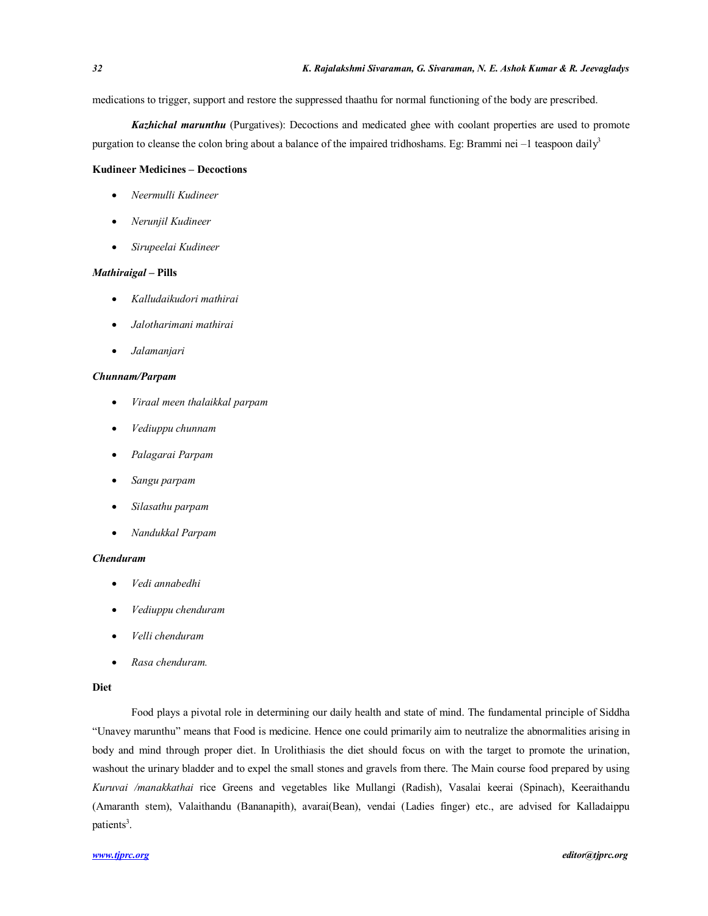medications to trigger, support and restore the suppressed thaathu for normal functioning of the body are prescribed.

***Kazhichal marunthu*** (Purgatives): Decoctions and medicated ghee with coolant properties are used to promote purgation to cleanse the colon bring about a balance of the impaired tridhoshams. Eg: Brammi nei –1 teaspoon daily[3]

**Kudineer Medicines – Decoctions**

- *Neermulli Kudineer*
- *Nerunjil Kudineer*
- *Sirupeelai Kudineer*

***Mathiraigal* – Pills**

- *Kalludaikudori mathirai*
- *Jalotharimani mathirai*
- *Jalamanjari*

***Chunnam/Parpam***

- *Viraal meen thalaikkal parpam*
- *Vediuppu chunnam*
- *Palagarai Parpam*
- *Sangu parpam*
- *Silasathu parpam*
- *Nandukkal Parpam*

***Chenduram***

- *Vedi annabedhi*
- *Vediuppu chenduram*
- *Velli chenduram*
- *Rasa chenduram.*

**Diet**

Food plays a pivotal role in determining our daily health and state of mind. The fundamental principle of Siddha "Unavey marunthu" means that Food is medicine. Hence one could primarily aim to neutralize the abnormalities arising in body and mind through proper diet. In Urolithiasis the diet should focus on with the target to promote the urination, washout the urinary bladder and to expel the small stones and gravels from there. The Main course food prepared by using *Kuruvai /manakkathai* rice Greens and vegetables like Mullangi (Radish), Vasalai keerai (Spinach), Keeraithandu (Amaranth stem), Valaithandu (Bananapith), avarai(Bean), vendai (Ladies finger) etc., are advised for Kalladaippu patients[3].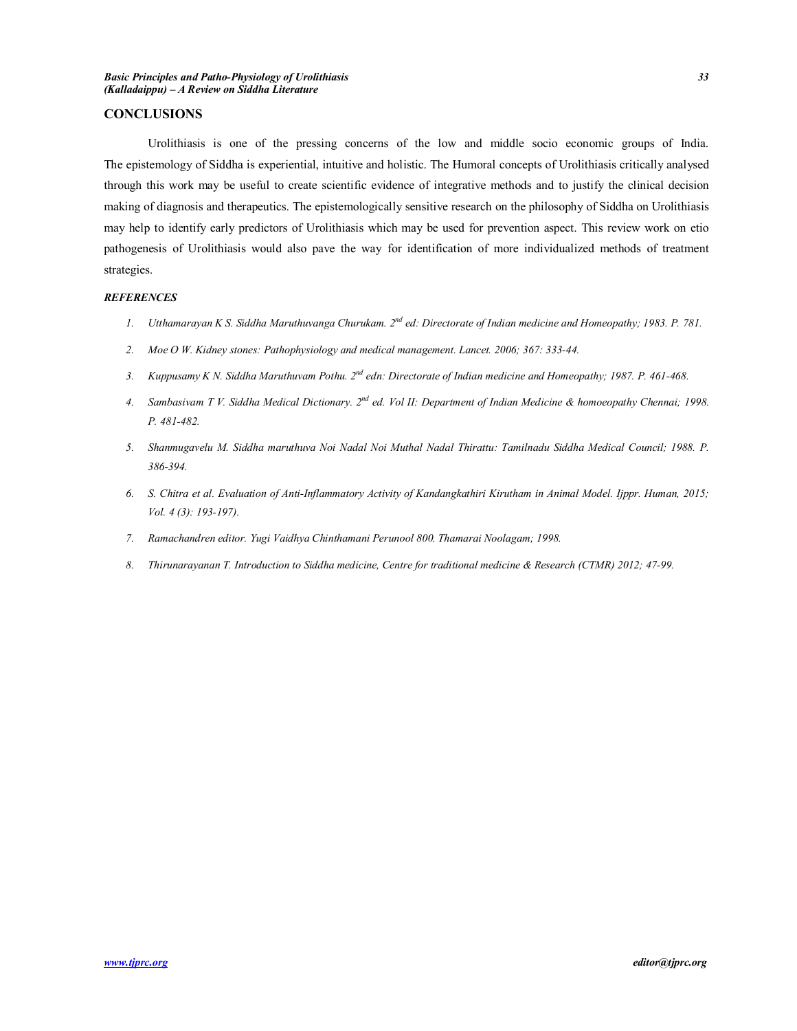## CONCLUSIONS

Urolithiasis is one of the pressing concerns of the low and middle socio economic groups of India. The epistemology of Siddha is experiential, intuitive and holistic. The Humoral concepts of Urolithiasis critically analysed through this work may be useful to create scientific evidence of integrative methods and to justify the clinical decision making of diagnosis and therapeutics. The epistemologically sensitive research on the philosophy of Siddha on Urolithiasis may help to identify early predictors of Urolithiasis which may be used for prevention aspect. This review work on etio pathogenesis of Urolithiasis would also pave the way for identification of more individualized methods of treatment strategies.

### *REFERENCES*

1. *Utthamarayan K S. Siddha Maruthuvanga Churukam. 2nd ed: Directorate of Indian medicine and Homeopathy; 1983. P. 781.*
2. *Moe O W. Kidney stones: Pathophysiology and medical management. Lancet. 2006; 367: 333-44.*
3. *Kuppusamy K N. Siddha Maruthuvam Pothu. 2nd edn: Directorate of Indian medicine and Homeopathy; 1987. P. 461-468.*
4. *Sambasivam T V. Siddha Medical Dictionary. 2nd ed. Vol II: Department of Indian Medicine & homoeopathy Chennai; 1998. P. 481-482.*
5. *Shanmugavelu M. Siddha maruthuva Noi Nadal Noi Muthal Nadal Thirattu: Tamilnadu Siddha Medical Council; 1988. P. 386-394.*
6. *S. Chitra et al. Evaluation of Anti-Inflammatory Activity of Kandangkathiri Kirutham in Animal Model. Ijppr. Human, 2015; Vol. 4 (3): 193-197).*
7. *Ramachandren editor. Yugi Vaidhya Chinthamani Perunool 800. Thamarai Noolagam; 1998.*
8. *Thirunarayanan T. Introduction to Siddha medicine, Centre for traditional medicine & Research (CTMR) 2012; 47-99.*